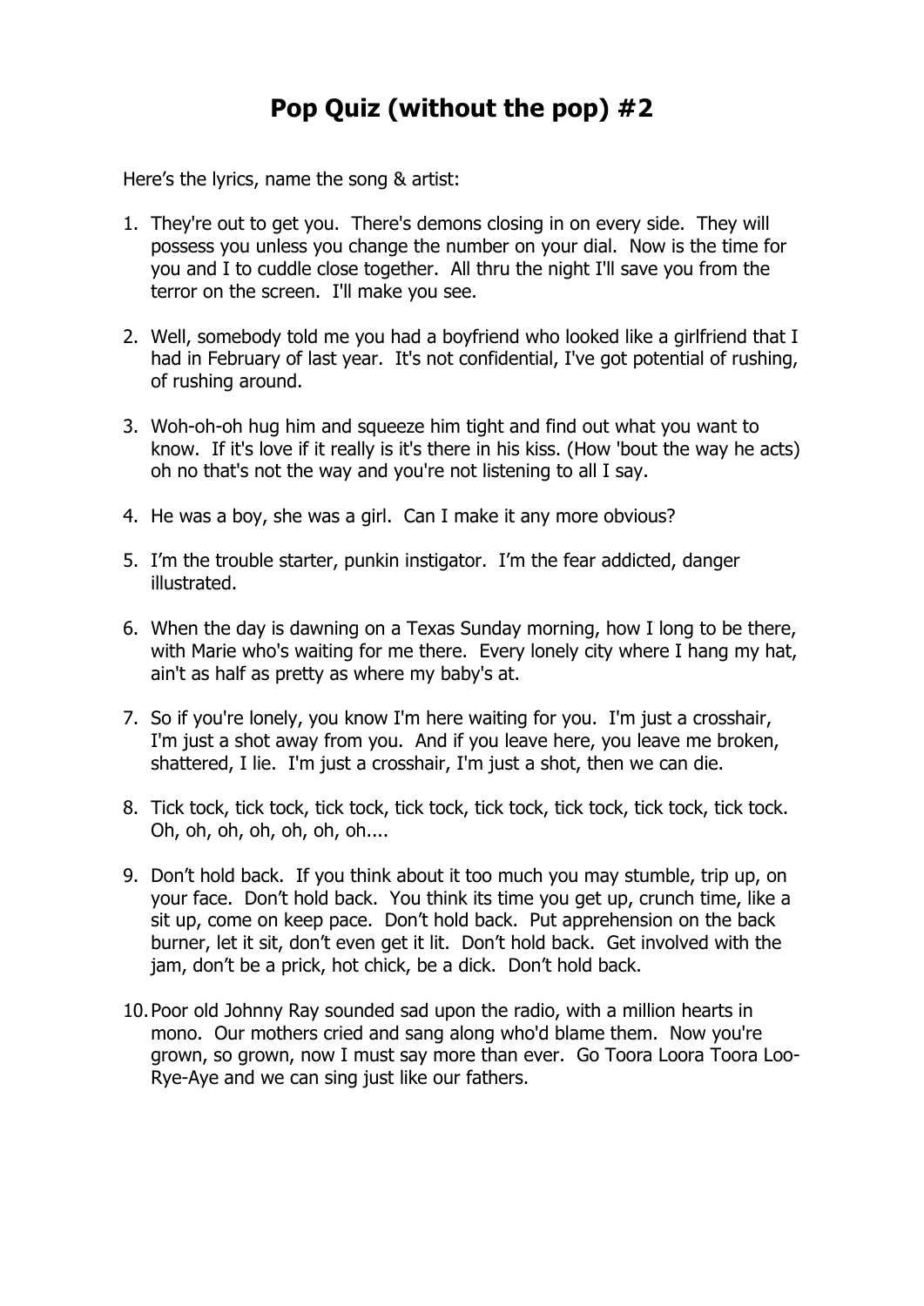# Pop Quiz (without the pop) #2

Here's the lyrics, name the song & artist:

1. They're out to get you. There's demons closing in on every side. They will possess you unless you change the number on your dial. Now is the time for you and I to cuddle close together. All thru the night I'll save you from the terror on the screen. I'll make you see.

2. Well, somebody told me you had a boyfriend who looked like a girlfriend that I had in February of last year. It's not confidential, I've got potential of rushing, of rushing around.

3. Woh-oh-oh hug him and squeeze him tight and find out what you want to know. If it's love if it really is it's there in his kiss. (How 'bout the way he acts) oh no that's not the way and you're not listening to all I say.

4. He was a boy, she was a girl. Can I make it any more obvious?

5. I'm the trouble starter, punkin instigator. I'm the fear addicted, danger illustrated.

6. When the day is dawning on a Texas Sunday morning, how I long to be there, with Marie who's waiting for me there. Every lonely city where I hang my hat, ain't as half as pretty as where my baby's at.

7. So if you're lonely, you know I'm here waiting for you. I'm just a crosshair, I'm just a shot away from you. And if you leave here, you leave me broken, shattered, I lie. I'm just a crosshair, I'm just a shot, then we can die.

8. Tick tock, tick tock, tick tock, tick tock, tick tock, tick tock, tick tock, tick tock. Oh, oh, oh, oh, oh, oh, oh....

9. Don't hold back. If you think about it too much you may stumble, trip up, on your face. Don't hold back. You think its time you get up, crunch time, like a sit up, come on keep pace. Don't hold back. Put apprehension on the back burner, let it sit, don't even get it lit. Don't hold back. Get involved with the jam, don't be a prick, hot chick, be a dick. Don't hold back.

10. Poor old Johnny Ray sounded sad upon the radio, with a million hearts in mono. Our mothers cried and sang along who'd blame them. Now you're grown, so grown, now I must say more than ever. Go Toora Loora Toora Loo-Rye-Aye and we can sing just like our fathers.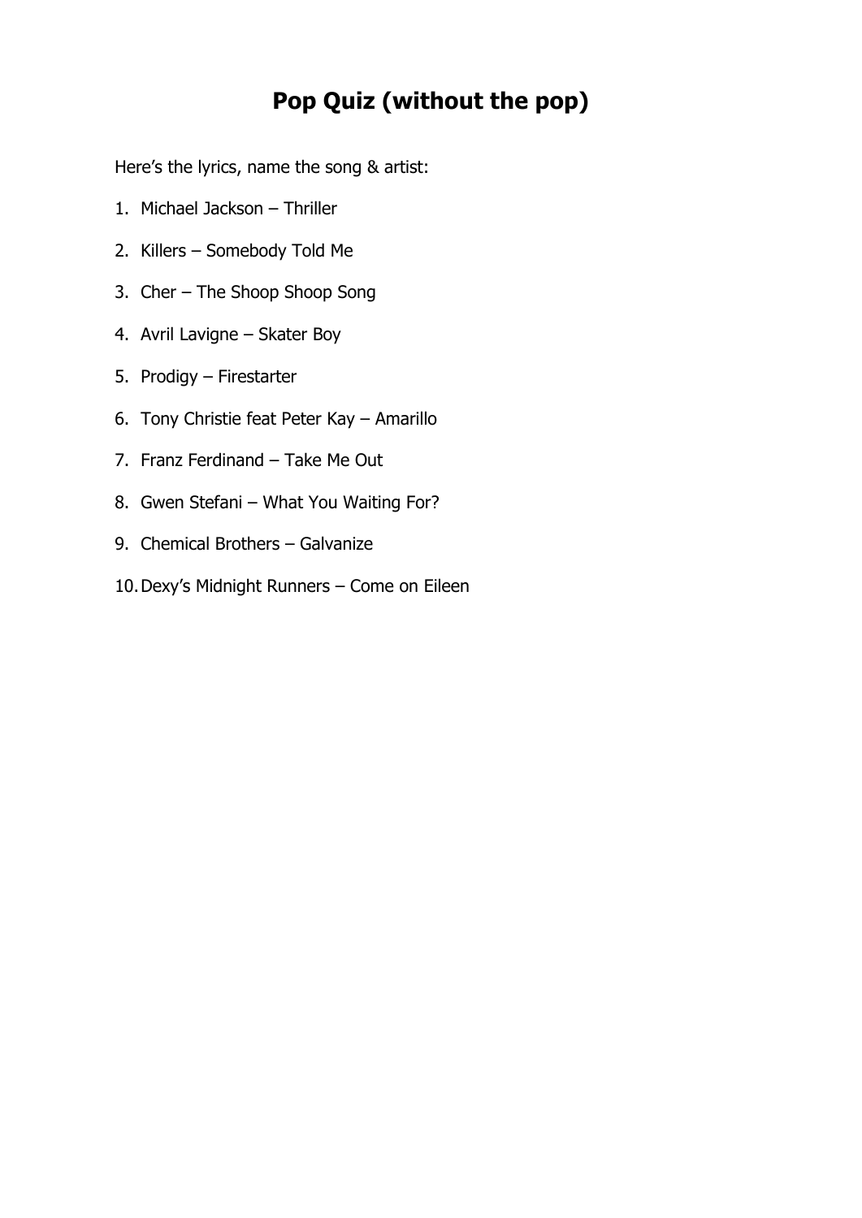# Pop Quiz (without the pop)

Here's the lyrics, name the song & artist:

1. Michael Jackson – Thriller
2. Killers – Somebody Told Me
3. Cher – The Shoop Shoop Song
4. Avril Lavigne – Skater Boy
5. Prodigy – Firestarter
6. Tony Christie feat Peter Kay – Amarillo
7. Franz Ferdinand – Take Me Out
8. Gwen Stefani – What You Waiting For?
9. Chemical Brothers – Galvanize
10. Dexy's Midnight Runners – Come on Eileen